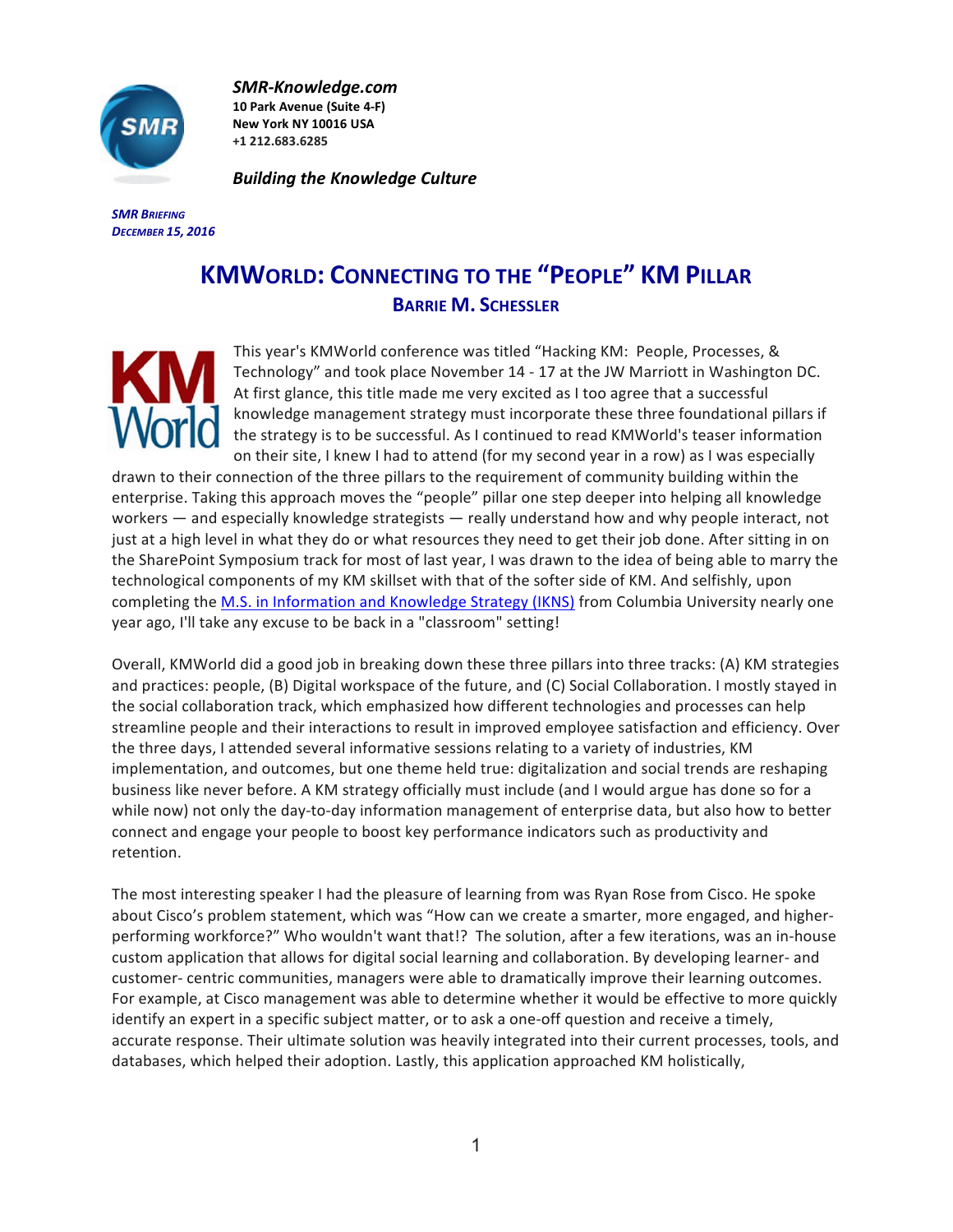***SMR-Knowledge.com***
**10 Park Avenue (Suite 4-F)**
**New York NY 10016 USA**
**+1 212.683.6285**

***Building the Knowledge Culture***

***SMR BRIEFING***
***DECEMBER 15, 2016***

# KMWORLD: CONNECTING TO THE "PEOPLE" KM PILLAR

## BARRIE M. SCHESSLER

This year's KMWorld conference was titled "Hacking KM: People, Processes, & Technology" and took place November 14 - 17 at the JW Marriott in Washington DC. At first glance, this title made me very excited as I too agree that a successful knowledge management strategy must incorporate these three foundational pillars if the strategy is to be successful. As I continued to read KMWorld's teaser information on their site, I knew I had to attend (for my second year in a row) as I was especially drawn to their connection of the three pillars to the requirement of community building within the enterprise. Taking this approach moves the "people" pillar one step deeper into helping all knowledge workers — and especially knowledge strategists — really understand how and why people interact, not just at a high level in what they do or what resources they need to get their job done. After sitting in on the SharePoint Symposium track for most of last year, I was drawn to the idea of being able to marry the technological components of my KM skillset with that of the softer side of KM. And selfishly, upon completing the M.S. in Information and Knowledge Strategy (IKNS) from Columbia University nearly one year ago, I'll take any excuse to be back in a "classroom" setting!

Overall, KMWorld did a good job in breaking down these three pillars into three tracks: (A) KM strategies and practices: people, (B) Digital workspace of the future, and (C) Social Collaboration. I mostly stayed in the social collaboration track, which emphasized how different technologies and processes can help streamline people and their interactions to result in improved employee satisfaction and efficiency. Over the three days, I attended several informative sessions relating to a variety of industries, KM implementation, and outcomes, but one theme held true: digitalization and social trends are reshaping business like never before. A KM strategy officially must include (and I would argue has done so for a while now) not only the day-to-day information management of enterprise data, but also how to better connect and engage your people to boost key performance indicators such as productivity and retention.

The most interesting speaker I had the pleasure of learning from was Ryan Rose from Cisco. He spoke about Cisco's problem statement, which was "How can we create a smarter, more engaged, and higher-performing workforce?" Who wouldn't want that!? The solution, after a few iterations, was an in-house custom application that allows for digital social learning and collaboration. By developing learner- and customer- centric communities, managers were able to dramatically improve their learning outcomes. For example, at Cisco management was able to determine whether it would be effective to more quickly identify an expert in a specific subject matter, or to ask a one-off question and receive a timely, accurate response. Their ultimate solution was heavily integrated into their current processes, tools, and databases, which helped their adoption. Lastly, this application approached KM holistically,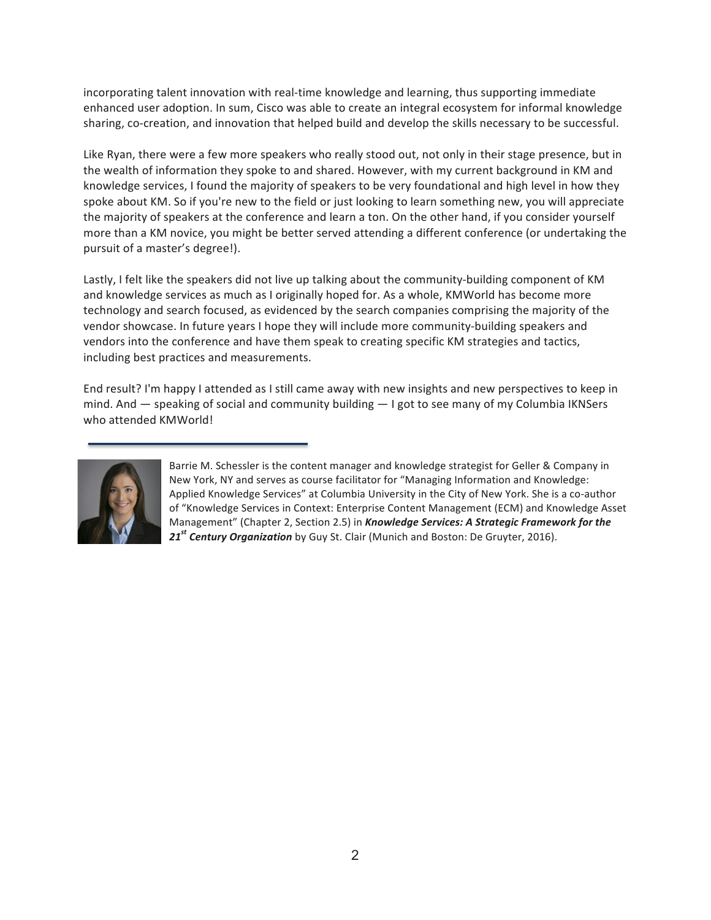incorporating talent innovation with real-time knowledge and learning, thus supporting immediate enhanced user adoption. In sum, Cisco was able to create an integral ecosystem for informal knowledge sharing, co-creation, and innovation that helped build and develop the skills necessary to be successful.

Like Ryan, there were a few more speakers who really stood out, not only in their stage presence, but in the wealth of information they spoke to and shared. However, with my current background in KM and knowledge services, I found the majority of speakers to be very foundational and high level in how they spoke about KM. So if you're new to the field or just looking to learn something new, you will appreciate the majority of speakers at the conference and learn a ton. On the other hand, if you consider yourself more than a KM novice, you might be better served attending a different conference (or undertaking the pursuit of a master's degree!).

Lastly, I felt like the speakers did not live up talking about the community-building component of KM and knowledge services as much as I originally hoped for. As a whole, KMWorld has become more technology and search focused, as evidenced by the search companies comprising the majority of the vendor showcase. In future years I hope they will include more community-building speakers and vendors into the conference and have them speak to creating specific KM strategies and tactics, including best practices and measurements.

End result? I'm happy I attended as I still came away with new insights and new perspectives to keep in mind. And — speaking of social and community building — I got to see many of my Columbia IKNSers who attended KMWorld!

---

Barrie M. Schessler is the content manager and knowledge strategist for Geller & Company in New York, NY and serves as course facilitator for "Managing Information and Knowledge: Applied Knowledge Services" at Columbia University in the City of New York. She is a co-author of "Knowledge Services in Context: Enterprise Content Management (ECM) and Knowledge Asset Management" (Chapter 2, Section 2.5) in ***Knowledge Services: A Strategic Framework for the 21st Century Organization*** by Guy St. Clair (Munich and Boston: De Gruyter, 2016).